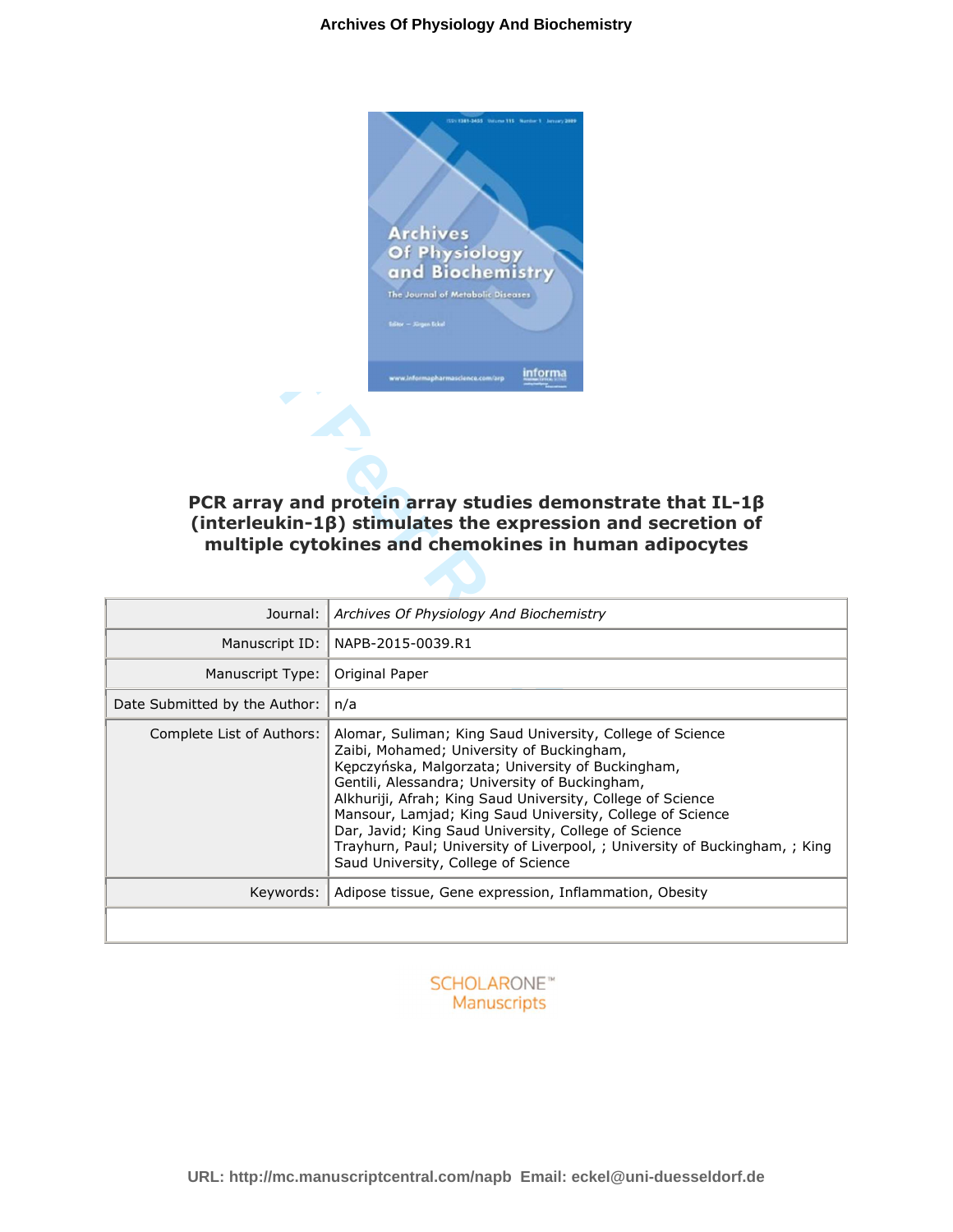# PCR array and protein array studies demonstrate that IL-1β (interleukin-1β) stimulates the expression and secretion of multiple cytokines and chemokines in human adipocytes

| | |
|---|---|
| Journal: | *Archives Of Physiology And Biochemistry* |
| Manuscript ID: | NAPB-2015-0039.R1 |
| Manuscript Type: | Original Paper |
| Date Submitted by the Author: | n/a |
| Complete List of Authors: | Alomar, Suliman; King Saud University, College of Science<br>Zaibi, Mohamed; University of Buckingham,<br>Kępczyńska, Malgorzata; University of Buckingham,<br>Gentili, Alessandra; University of Buckingham,<br>Alkhuriji, Afrah; King Saud University, College of Science<br>Mansour, Lamjad; King Saud University, College of Science<br>Dar, Javid; King Saud University, College of Science<br>Trayhurn, Paul; University of Liverpool, ; University of Buckingham, ; King Saud University, College of Science |
| Keywords: | Adipose tissue, Gene expression, Inflammation, Obesity |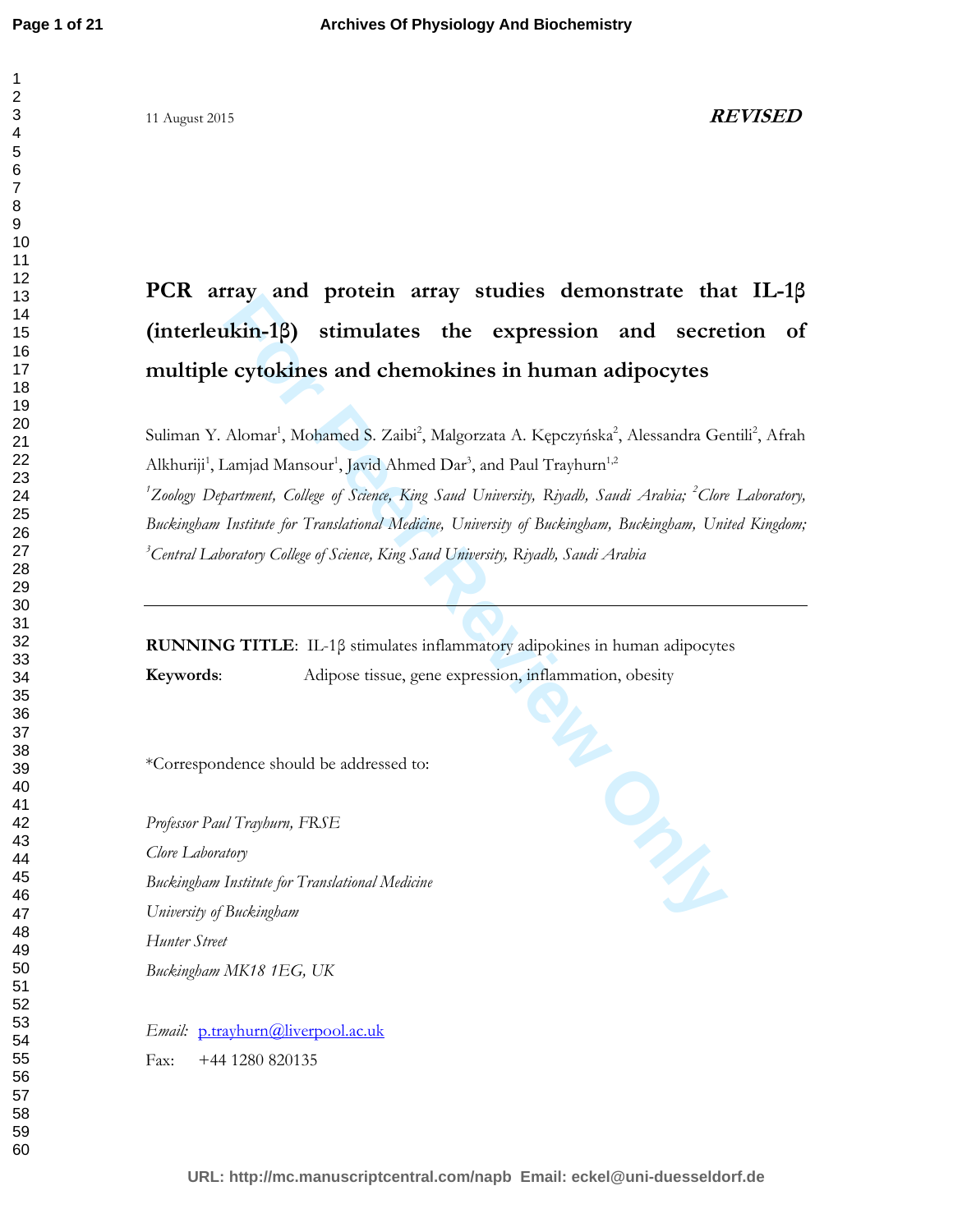11 August 2015 ***REVISED***

# PCR array and protein array studies demonstrate that IL-1β (interleukin-1β) stimulates the expression and secretion of multiple cytokines and chemokines in human adipocytes

Suliman Y. Alomar[1], Mohamed S. Zaibi[2], Malgorzata A. Kępczyńska[2], Alessandra Gentili[2], Afrah Alkhuriji[1], Lamjad Mansour[1], Javid Ahmed Dar[3], and Paul Trayhurn[1,2]

[1]*Zoology Department, College of Science, King Saud University, Riyadh, Saudi Arabia;* [2]*Clore Laboratory, Buckingham Institute for Translational Medicine, University of Buckingham, Buckingham, United Kingdom;* [3]*Central Laboratory College of Science, King Saud University, Riyadh, Saudi Arabia*

---

**RUNNING TITLE**: IL-1β stimulates inflammatory adipokines in human adipocytes

**Keywords**: Adipose tissue, gene expression, inflammation, obesity

*Correspondence should be addressed to:

*Professor Paul Trayhurn, FRSE*
*Clore Laboratory*
*Buckingham Institute for Translational Medicine*
*University of Buckingham*
*Hunter Street*
*Buckingham MK18 1EG, UK*

*Email:* p.trayhurn@liverpool.ac.uk
Fax: +44 1280 820135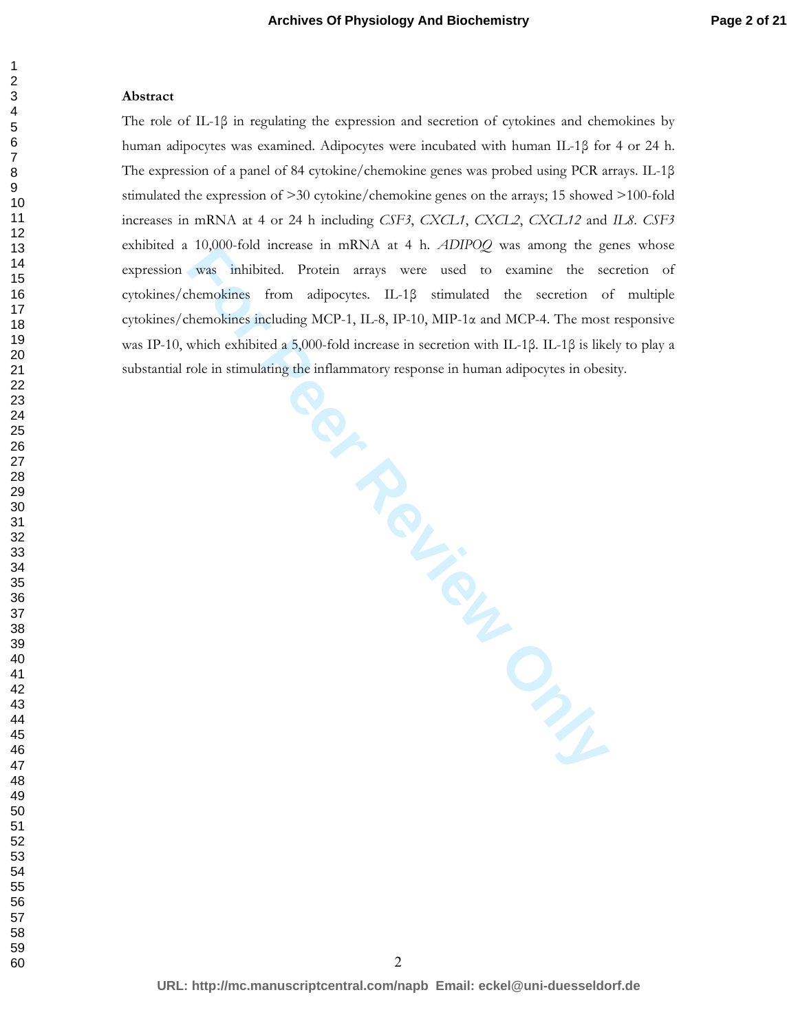**Abstract**

The role of IL-1β in regulating the expression and secretion of cytokines and chemokines by human adipocytes was examined. Adipocytes were incubated with human IL-1β for 4 or 24 h. The expression of a panel of 84 cytokine/chemokine genes was probed using PCR arrays. IL-1β stimulated the expression of >30 cytokine/chemokine genes on the arrays; 15 showed >100-fold increases in mRNA at 4 or 24 h including *CSF3*, *CXCL1*, *CXCL2*, *CXCL12* and *IL8*. *CSF3* exhibited a 10,000-fold increase in mRNA at 4 h. *ADIPOQ* was among the genes whose expression was inhibited. Protein arrays were used to examine the secretion of cytokines/chemokines from adipocytes. IL-1β stimulated the secretion of multiple cytokines/chemokines including MCP-1, IL-8, IP-10, MIP-1α and MCP-4. The most responsive was IP-10, which exhibited a 5,000-fold increase in secretion with IL-1β. IL-1β is likely to play a substantial role in stimulating the inflammatory response in human adipocytes in obesity.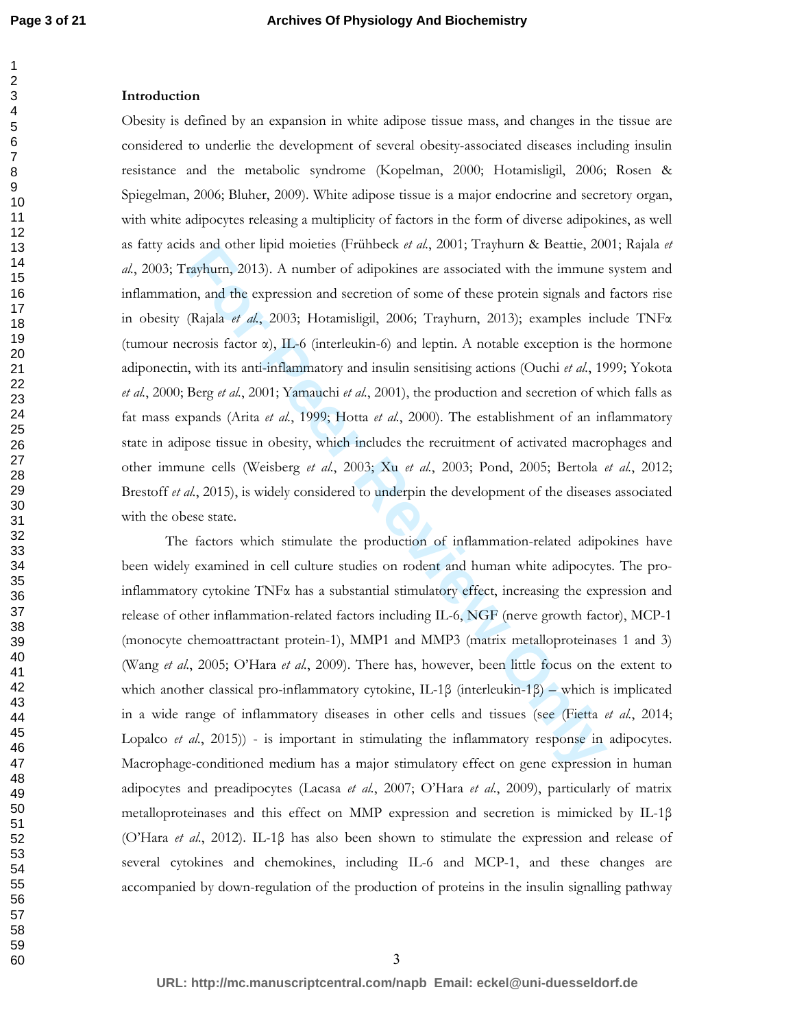## Introduction

Obesity is defined by an expansion in white adipose tissue mass, and changes in the tissue are considered to underlie the development of several obesity-associated diseases including insulin resistance and the metabolic syndrome (Kopelman, 2000; Hotamisligil, 2006; Rosen & Spiegelman, 2006; Bluher, 2009). White adipose tissue is a major endocrine and secretory organ, with white adipocytes releasing a multiplicity of factors in the form of diverse adipokines, as well as fatty acids and other lipid moieties (Frühbeck *et al.*, 2001; Trayhurn & Beattie, 2001; Rajala *et al.*, 2003; Trayhurn, 2013). A number of adipokines are associated with the immune system and inflammation, and the expression and secretion of some of these protein signals and factors rise in obesity (Rajala *et al.*, 2003; Hotamisligil, 2006; Trayhurn, 2013); examples include TNFα (tumour necrosis factor α), IL-6 (interleukin-6) and leptin. A notable exception is the hormone adiponectin, with its anti-inflammatory and insulin sensitising actions (Ouchi *et al.*, 1999; Yokota *et al.*, 2000; Berg *et al.*, 2001; Yamauchi *et al.*, 2001), the production and secretion of which falls as fat mass expands (Arita *et al.*, 1999; Hotta *et al.*, 2000). The establishment of an inflammatory state in adipose tissue in obesity, which includes the recruitment of activated macrophages and other immune cells (Weisberg *et al.*, 2003; Xu *et al.*, 2003; Pond, 2005; Bertola *et al.*, 2012; Brestoff *et al.*, 2015), is widely considered to underpin the development of the diseases associated with the obese state.

The factors which stimulate the production of inflammation-related adipokines have been widely examined in cell culture studies on rodent and human white adipocytes. The pro-inflammatory cytokine TNFα has a substantial stimulatory effect, increasing the expression and release of other inflammation-related factors including IL-6, NGF (nerve growth factor), MCP-1 (monocyte chemoattractant protein-1), MMP1 and MMP3 (matrix metalloproteinases 1 and 3) (Wang *et al.*, 2005; O'Hara *et al.*, 2009). There has, however, been little focus on the extent to which another classical pro-inflammatory cytokine, IL-1β (interleukin-1β) – which is implicated in a wide range of inflammatory diseases in other cells and tissues (see (Fietta *et al.*, 2014; Lopalco *et al.*, 2015)) - is important in stimulating the inflammatory response in adipocytes. Macrophage-conditioned medium has a major stimulatory effect on gene expression in human adipocytes and preadipocytes (Lacasa *et al.*, 2007; O'Hara *et al.*, 2009), particularly of matrix metalloproteinases and this effect on MMP expression and secretion is mimicked by IL-1β (O'Hara *et al.*, 2012). IL-1β has also been shown to stimulate the expression and release of several cytokines and chemokines, including IL-6 and MCP-1, and these changes are accompanied by down-regulation of the production of proteins in the insulin signalling pathway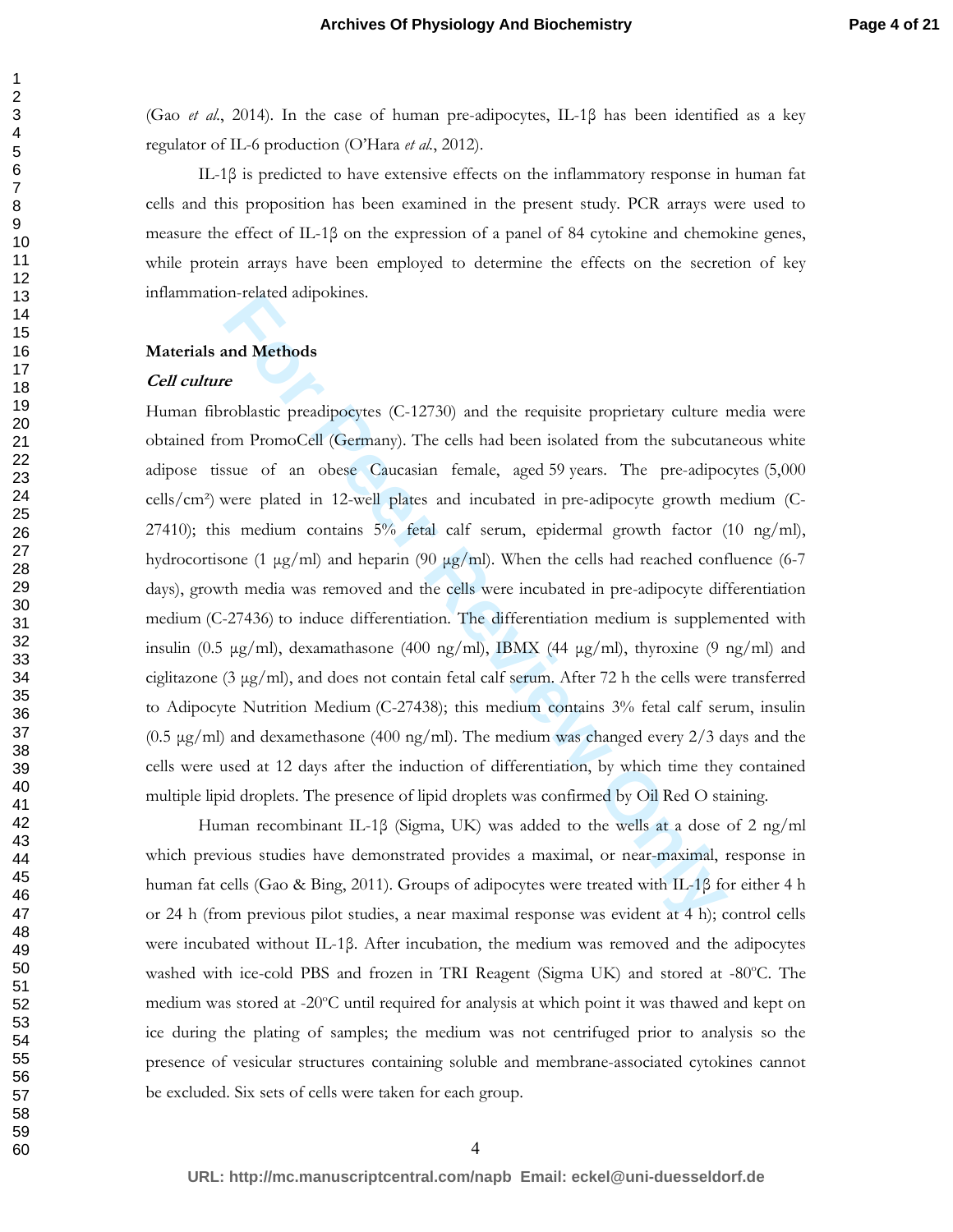(Gao *et al.*, 2014). In the case of human pre-adipocytes, IL-1β has been identified as a key regulator of IL-6 production (O'Hara *et al.*, 2012).

IL-1β is predicted to have extensive effects on the inflammatory response in human fat cells and this proposition has been examined in the present study. PCR arrays were used to measure the effect of IL-1β on the expression of a panel of 84 cytokine and chemokine genes, while protein arrays have been employed to determine the effects on the secretion of key inflammation-related adipokines.

## Materials and Methods

### *Cell culture*

Human fibroblastic preadipocytes (C-12730) and the requisite proprietary culture media were obtained from PromoCell (Germany). The cells had been isolated from the subcutaneous white adipose tissue of an obese Caucasian female, aged 59 years. The pre-adipocytes (5,000 cells/cm²) were plated in 12-well plates and incubated in pre-adipocyte growth medium (C-27410); this medium contains 5% fetal calf serum, epidermal growth factor (10 ng/ml), hydrocortisone (1 μg/ml) and heparin (90 μg/ml). When the cells had reached confluence (6-7 days), growth media was removed and the cells were incubated in pre-adipocyte differentiation medium (C-27436) to induce differentiation. The differentiation medium is supplemented with insulin (0.5 μg/ml), dexamathasone (400 ng/ml), IBMX (44 μg/ml), thyroxine (9 ng/ml) and ciglitazone (3 μg/ml), and does not contain fetal calf serum. After 72 h the cells were transferred to Adipocyte Nutrition Medium (C-27438); this medium contains 3% fetal calf serum, insulin (0.5 μg/ml) and dexamethasone (400 ng/ml). The medium was changed every 2/3 days and the cells were used at 12 days after the induction of differentiation, by which time they contained multiple lipid droplets. The presence of lipid droplets was confirmed by Oil Red O staining.

Human recombinant IL-1β (Sigma, UK) was added to the wells at a dose of 2 ng/ml which previous studies have demonstrated provides a maximal, or near-maximal, response in human fat cells (Gao & Bing, 2011). Groups of adipocytes were treated with IL-1β for either 4 h or 24 h (from previous pilot studies, a near maximal response was evident at 4 h); control cells were incubated without IL-1β. After incubation, the medium was removed and the adipocytes washed with ice-cold PBS and frozen in TRI Reagent (Sigma UK) and stored at -80°C. The medium was stored at -20°C until required for analysis at which point it was thawed and kept on ice during the plating of samples; the medium was not centrifuged prior to analysis so the presence of vesicular structures containing soluble and membrane-associated cytokines cannot be excluded. Six sets of cells were taken for each group.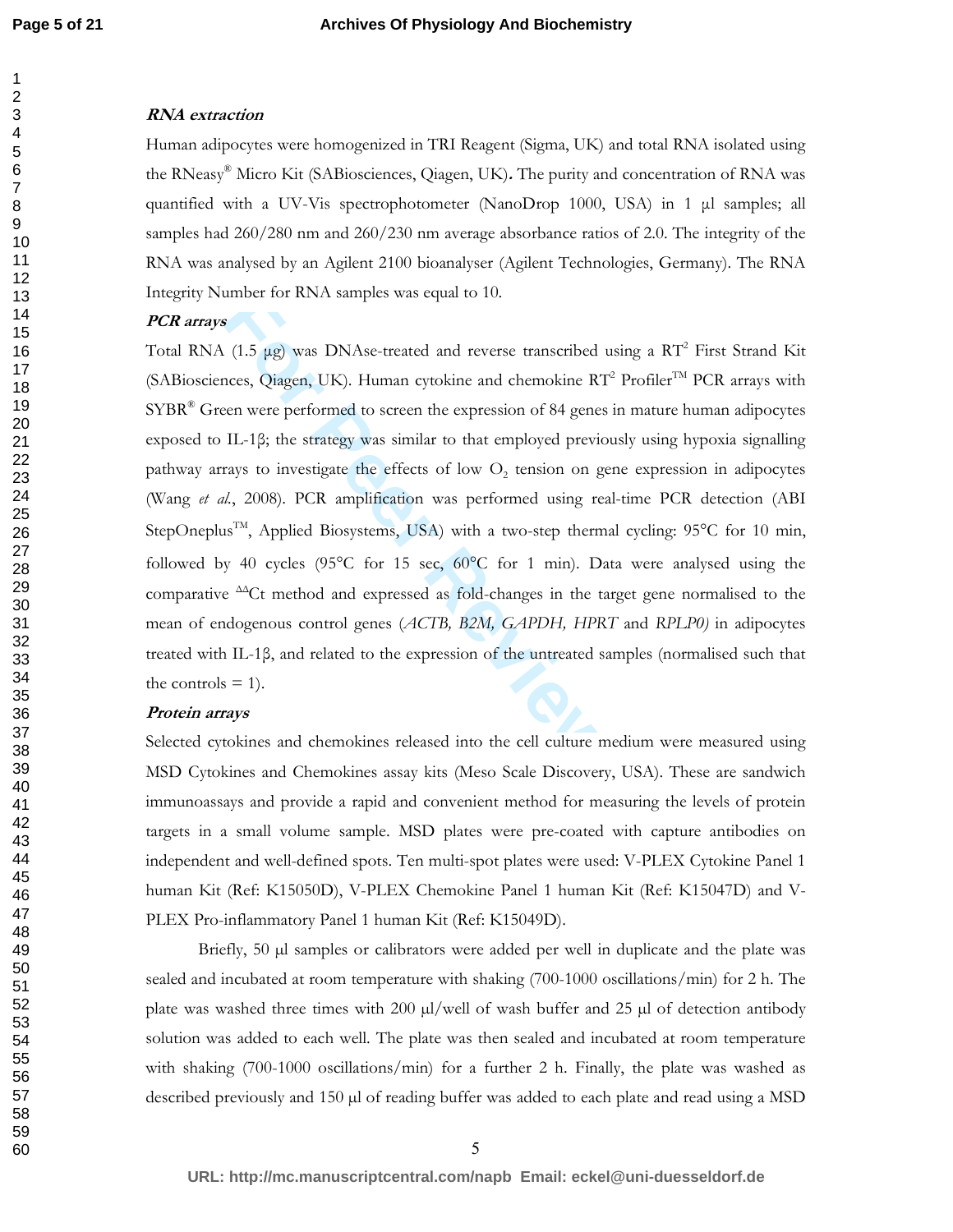### RNA extraction

Human adipocytes were homogenized in TRI Reagent (Sigma, UK) and total RNA isolated using the RNeasy® Micro Kit (SABiosciences, Qiagen, UK)**.** The purity and concentration of RNA was quantified with a UV-Vis spectrophotometer (NanoDrop 1000, USA) in 1 µl samples; all samples had 260/280 nm and 260/230 nm average absorbance ratios of 2.0. The integrity of the RNA was analysed by an Agilent 2100 bioanalyser (Agilent Technologies, Germany). The RNA Integrity Number for RNA samples was equal to 10.

### PCR arrays

Total RNA (1.5 µg) was DNAse-treated and reverse transcribed using a RT$^2$ First Strand Kit (SABiosciences, Qiagen, UK). Human cytokine and chemokine RT$^2$ Profiler™ PCR arrays with SYBR® Green were performed to screen the expression of 84 genes in mature human adipocytes exposed to IL-1β; the strategy was similar to that employed previously using hypoxia signalling pathway arrays to investigate the effects of low $O_2$ tension on gene expression in adipocytes (Wang *et al.*, 2008). PCR amplification was performed using real-time PCR detection (ABI StepOneplus™, Applied Biosystems, USA) with a two-step thermal cycling: 95°C for 10 min, followed by 40 cycles (95°C for 15 sec, 60°C for 1 min). Data were analysed using the comparative $^{\Delta\Delta}$Ct method and expressed as fold-changes in the target gene normalised to the mean of endogenous control genes (*ACTB, B2M, GAPDH, HPRT* and *RPLP0)* in adipocytes treated with IL-1β, and related to the expression of the untreated samples (normalised such that the controls = 1).

### Protein arrays

Selected cytokines and chemokines released into the cell culture medium were measured using MSD Cytokines and Chemokines assay kits (Meso Scale Discovery, USA). These are sandwich immunoassays and provide a rapid and convenient method for measuring the levels of protein targets in a small volume sample. MSD plates were pre-coated with capture antibodies on independent and well-defined spots. Ten multi-spot plates were used: V-PLEX Cytokine Panel 1 human Kit (Ref: K15050D), V-PLEX Chemokine Panel 1 human Kit (Ref: K15047D) and V-PLEX Pro-inflammatory Panel 1 human Kit (Ref: K15049D).

Briefly, 50 µl samples or calibrators were added per well in duplicate and the plate was sealed and incubated at room temperature with shaking (700-1000 oscillations/min) for 2 h. The plate was washed three times with 200 µl/well of wash buffer and 25 µl of detection antibody solution was added to each well. The plate was then sealed and incubated at room temperature with shaking (700-1000 oscillations/min) for a further 2 h. Finally, the plate was washed as described previously and 150 µl of reading buffer was added to each plate and read using a MSD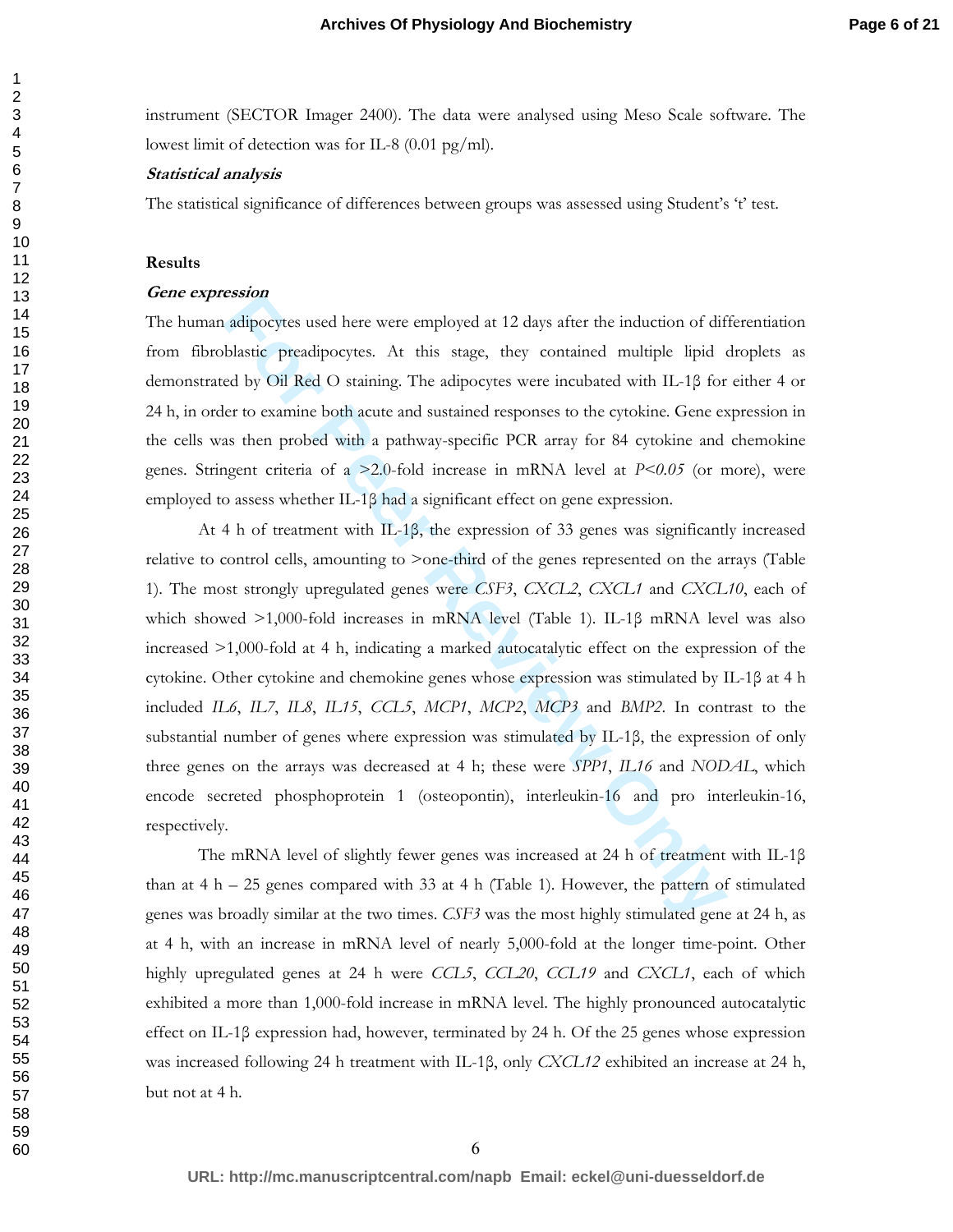instrument (SECTOR Imager 2400). The data were analysed using Meso Scale software. The lowest limit of detection was for IL-8 (0.01 pg/ml).

***Statistical analysis***

The statistical significance of differences between groups was assessed using Student's 't' test.

## Results

***Gene expression***

The human adipocytes used here were employed at 12 days after the induction of differentiation from fibroblastic preadipocytes. At this stage, they contained multiple lipid droplets as demonstrated by Oil Red O staining. The adipocytes were incubated with IL-1β for either 4 or 24 h, in order to examine both acute and sustained responses to the cytokine. Gene expression in the cells was then probed with a pathway-specific PCR array for 84 cytokine and chemokine genes. Stringent criteria of a >2.0-fold increase in mRNA level at *P<0.05* (or more), were employed to assess whether IL-1β had a significant effect on gene expression.

At 4 h of treatment with IL-1β, the expression of 33 genes was significantly increased relative to control cells, amounting to >one-third of the genes represented on the arrays (Table 1). The most strongly upregulated genes were *CSF3*, *CXCL2*, *CXCL1* and *CXCL10*, each of which showed >1,000-fold increases in mRNA level (Table 1). IL-1β mRNA level was also increased >1,000-fold at 4 h, indicating a marked autocatalytic effect on the expression of the cytokine. Other cytokine and chemokine genes whose expression was stimulated by IL-1β at 4 h included *IL6*, *IL7*, *IL8*, *IL15*, *CCL5*, *MCP1*, *MCP2*, *MCP3* and *BMP2*. In contrast to the substantial number of genes where expression was stimulated by IL-1β, the expression of only three genes on the arrays was decreased at 4 h; these were *SPP1*, *IL16* and *NODAL*, which encode secreted phosphoprotein 1 (osteopontin), interleukin-16 and pro interleukin-16, respectively.

The mRNA level of slightly fewer genes was increased at 24 h of treatment with IL-1β than at 4 h – 25 genes compared with 33 at 4 h (Table 1). However, the pattern of stimulated genes was broadly similar at the two times. *CSF3* was the most highly stimulated gene at 24 h, as at 4 h, with an increase in mRNA level of nearly 5,000-fold at the longer time-point. Other highly upregulated genes at 24 h were *CCL5*, *CCL20*, *CCL19* and *CXCL1*, each of which exhibited a more than 1,000-fold increase in mRNA level. The highly pronounced autocatalytic effect on IL-1β expression had, however, terminated by 24 h. Of the 25 genes whose expression was increased following 24 h treatment with IL-1β, only *CXCL12* exhibited an increase at 24 h, but not at 4 h.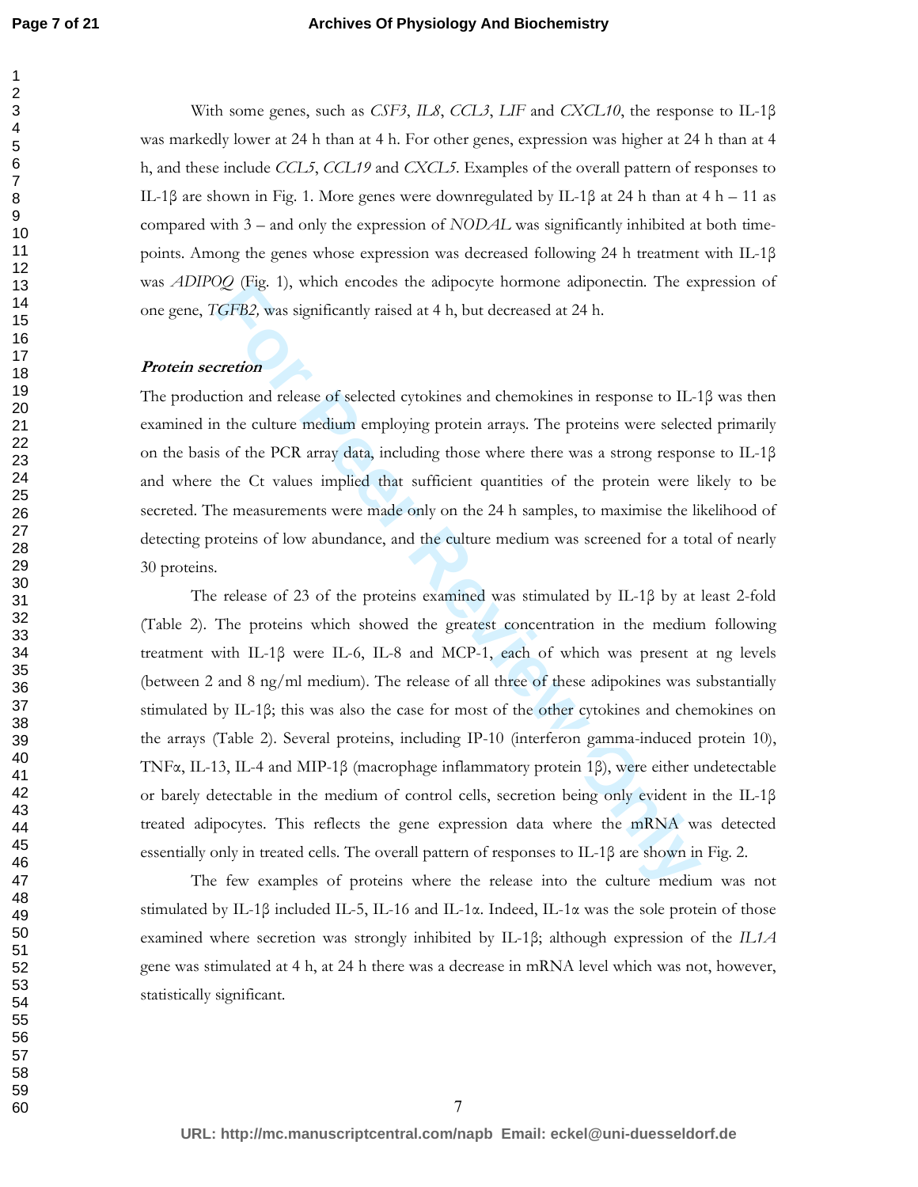With some genes, such as *CSF3*, *IL8*, *CCL3*, *LIF* and *CXCL10*, the response to IL-1β was markedly lower at 24 h than at 4 h. For other genes, expression was higher at 24 h than at 4 h, and these include *CCL5*, *CCL19* and *CXCL5*. Examples of the overall pattern of responses to IL-1β are shown in Fig. 1. More genes were downregulated by IL-1β at 24 h than at 4 h – 11 as compared with 3 – and only the expression of *NODAL* was significantly inhibited at both time-points. Among the genes whose expression was decreased following 24 h treatment with IL-1β was *ADIPOQ* (Fig. 1), which encodes the adipocyte hormone adiponectin. The expression of one gene, *TGFB2,* was significantly raised at 4 h, but decreased at 24 h.

***Protein secretion***

The production and release of selected cytokines and chemokines in response to IL-1β was then examined in the culture medium employing protein arrays. The proteins were selected primarily on the basis of the PCR array data, including those where there was a strong response to IL-1β and where the Ct values implied that sufficient quantities of the protein were likely to be secreted. The measurements were made only on the 24 h samples, to maximise the likelihood of detecting proteins of low abundance, and the culture medium was screened for a total of nearly 30 proteins.

The release of 23 of the proteins examined was stimulated by IL-1β by at least 2-fold (Table 2). The proteins which showed the greatest concentration in the medium following treatment with IL-1β were IL-6, IL-8 and MCP-1, each of which was present at ng levels (between 2 and 8 ng/ml medium). The release of all three of these adipokines was substantially stimulated by IL-1β; this was also the case for most of the other cytokines and chemokines on the arrays (Table 2). Several proteins, including IP-10 (interferon gamma-induced protein 10), TNFα, IL-13, IL-4 and MIP-1β (macrophage inflammatory protein 1β), were either undetectable or barely detectable in the medium of control cells, secretion being only evident in the IL-1β treated adipocytes. This reflects the gene expression data where the mRNA was detected essentially only in treated cells. The overall pattern of responses to IL-1β are shown in Fig. 2.

The few examples of proteins where the release into the culture medium was not stimulated by IL-1β included IL-5, IL-16 and IL-1α. Indeed, IL-1α was the sole protein of those examined where secretion was strongly inhibited by IL-1β; although expression of the *IL1A* gene was stimulated at 4 h, at 24 h there was a decrease in mRNA level which was not, however, statistically significant.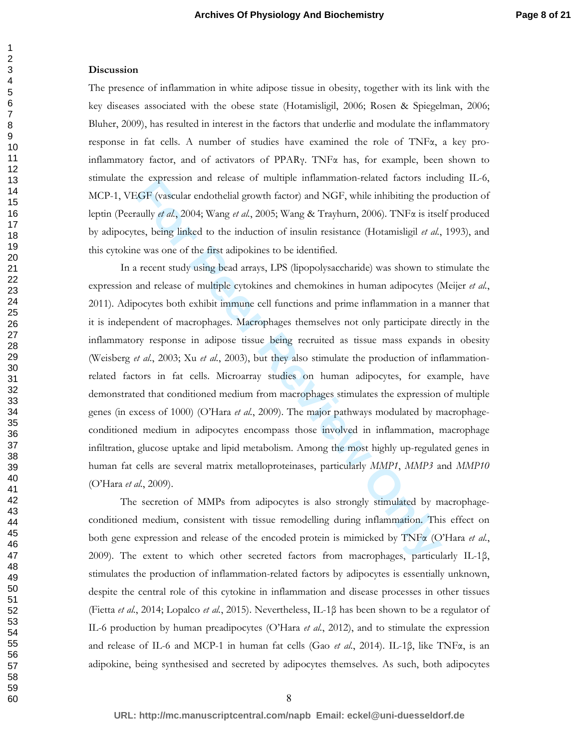## Discussion

The presence of inflammation in white adipose tissue in obesity, together with its link with the key diseases associated with the obese state (Hotamisligil, 2006; Rosen & Spiegelman, 2006; Bluher, 2009), has resulted in interest in the factors that underlie and modulate the inflammatory response in fat cells. A number of studies have examined the role of TNFα, a key pro-inflammatory factor, and of activators of PPARγ. TNFα has, for example, been shown to stimulate the expression and release of multiple inflammation-related factors including IL-6, MCP-1, VEGF (vascular endothelial growth factor) and NGF, while inhibiting the production of leptin (Peeraully *et al.*, 2004; Wang *et al.*, 2005; Wang & Trayhurn, 2006). TNFα is itself produced by adipocytes, being linked to the induction of insulin resistance (Hotamisligil *et al.*, 1993), and this cytokine was one of the first adipokines to be identified.

In a recent study using bead arrays, LPS (lipopolysaccharide) was shown to stimulate the expression and release of multiple cytokines and chemokines in human adipocytes (Meijer *et al.*, 2011). Adipocytes both exhibit immune cell functions and prime inflammation in a manner that it is independent of macrophages. Macrophages themselves not only participate directly in the inflammatory response in adipose tissue being recruited as tissue mass expands in obesity (Weisberg *et al.*, 2003; Xu *et al.*, 2003), but they also stimulate the production of inflammation-related factors in fat cells. Microarray studies on human adipocytes, for example, have demonstrated that conditioned medium from macrophages stimulates the expression of multiple genes (in excess of 1000) (O'Hara *et al.*, 2009). The major pathways modulated by macrophage-conditioned medium in adipocytes encompass those involved in inflammation, macrophage infiltration, glucose uptake and lipid metabolism. Among the most highly up-regulated genes in human fat cells are several matrix metalloproteinases, particularly *MMP1*, *MMP3* and *MMP10* (O'Hara *et al.*, 2009).

The secretion of MMPs from adipocytes is also strongly stimulated by macrophage-conditioned medium, consistent with tissue remodelling during inflammation. This effect on both gene expression and release of the encoded protein is mimicked by TNFα (O'Hara *et al.*, 2009). The extent to which other secreted factors from macrophages, particularly IL-1β, stimulates the production of inflammation-related factors by adipocytes is essentially unknown, despite the central role of this cytokine in inflammation and disease processes in other tissues (Fietta *et al.*, 2014; Lopalco *et al.*, 2015). Nevertheless, IL-1β has been shown to be a regulator of IL-6 production by human preadipocytes (O'Hara *et al.*, 2012), and to stimulate the expression and release of IL-6 and MCP-1 in human fat cells (Gao *et al.*, 2014). IL-1β, like TNFα, is an adipokine, being synthesised and secreted by adipocytes themselves. As such, both adipocytes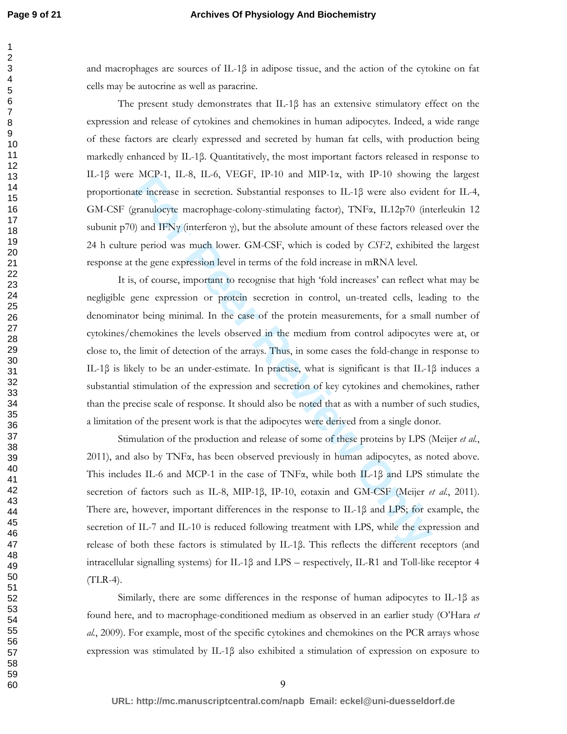and macrophages are sources of IL-1β in adipose tissue, and the action of the cytokine on fat cells may be autocrine as well as paracrine.

The present study demonstrates that IL-1β has an extensive stimulatory effect on the expression and release of cytokines and chemokines in human adipocytes. Indeed, a wide range of these factors are clearly expressed and secreted by human fat cells, with production being markedly enhanced by IL-1β. Quantitatively, the most important factors released in response to IL-1β were MCP-1, IL-8, IL-6, VEGF, IP-10 and MIP-1α, with IP-10 showing the largest proportionate increase in secretion. Substantial responses to IL-1β were also evident for IL-4, GM-CSF (granulocyte macrophage-colony-stimulating factor), TNFα, IL12p70 (interleukin 12 subunit p70) and IFNγ (interferon γ), but the absolute amount of these factors released over the 24 h culture period was much lower. GM-CSF, which is coded by *CSF2*, exhibited the largest response at the gene expression level in terms of the fold increase in mRNA level.

It is, of course, important to recognise that high 'fold increases' can reflect what may be negligible gene expression or protein secretion in control, un-treated cells, leading to the denominator being minimal. In the case of the protein measurements, for a small number of cytokines/chemokines the levels observed in the medium from control adipocytes were at, or close to, the limit of detection of the arrays. Thus, in some cases the fold-change in response to IL-1β is likely to be an under-estimate. In practise, what is significant is that IL-1β induces a substantial stimulation of the expression and secretion of key cytokines and chemokines, rather than the precise scale of response. It should also be noted that as with a number of such studies, a limitation of the present work is that the adipocytes were derived from a single donor.

Stimulation of the production and release of some of these proteins by LPS (Meijer *et al.*, 2011), and also by TNFα, has been observed previously in human adipocytes, as noted above. This includes IL-6 and MCP-1 in the case of TNFα, while both IL-1β and LPS stimulate the secretion of factors such as IL-8, MIP-1β, IP-10, eotaxin and GM-CSF (Meijer *et al.*, 2011). There are, however, important differences in the response to IL-1β and LPS; for example, the secretion of IL-7 and IL-10 is reduced following treatment with LPS, while the expression and release of both these factors is stimulated by IL-1β. This reflects the different receptors (and intracellular signalling systems) for IL-1β and LPS – respectively, IL-R1 and Toll-like receptor 4 (TLR-4).

Similarly, there are some differences in the response of human adipocytes to IL-1β as found here, and to macrophage-conditioned medium as observed in an earlier study (O'Hara *et al.*, 2009). For example, most of the specific cytokines and chemokines on the PCR arrays whose expression was stimulated by IL-1β also exhibited a stimulation of expression on exposure to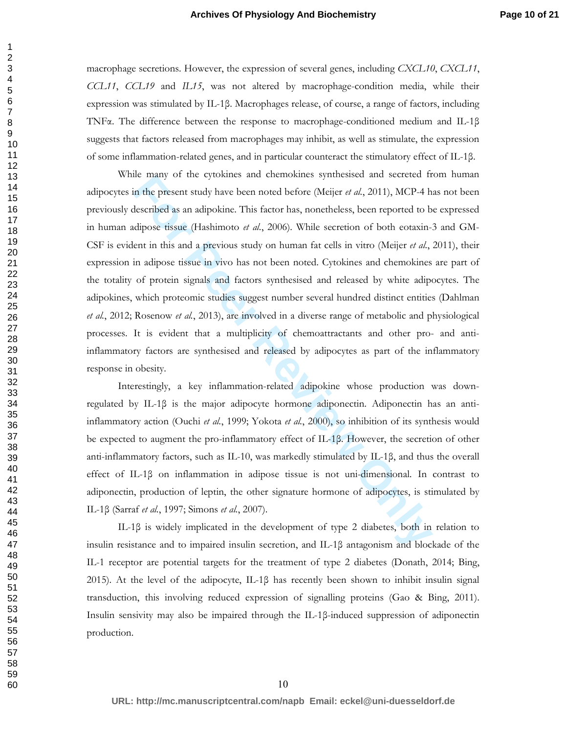macrophage secretions. However, the expression of several genes, including *CXCL10*, *CXCL11*, *CCL11*, *CCL19* and *IL15*, was not altered by macrophage-condition media, while their expression was stimulated by IL-1β. Macrophages release, of course, a range of factors, including TNFα. The difference between the response to macrophage-conditioned medium and IL-1β suggests that factors released from macrophages may inhibit, as well as stimulate, the expression of some inflammation-related genes, and in particular counteract the stimulatory effect of IL-1β.

While many of the cytokines and chemokines synthesised and secreted from human adipocytes in the present study have been noted before (Meijer *et al.*, 2011), MCP-4 has not been previously described as an adipokine. This factor has, nonetheless, been reported to be expressed in human adipose tissue (Hashimoto *et al.*, 2006). While secretion of both eotaxin-3 and GM-CSF is evident in this and a previous study on human fat cells in vitro (Meijer *et al.*, 2011), their expression in adipose tissue in vivo has not been noted. Cytokines and chemokines are part of the totality of protein signals and factors synthesised and released by white adipocytes. The adipokines, which proteomic studies suggest number several hundred distinct entities (Dahlman *et al.*, 2012; Rosenow *et al.*, 2013), are involved in a diverse range of metabolic and physiological processes. It is evident that a multiplicity of chemoattractants and other pro- and anti-inflammatory factors are synthesised and released by adipocytes as part of the inflammatory response in obesity.

Interestingly, a key inflammation-related adipokine whose production was down-regulated by IL-1β is the major adipocyte hormone adiponectin. Adiponectin has an anti-inflammatory action (Ouchi *et al.*, 1999; Yokota *et al.*, 2000), so inhibition of its synthesis would be expected to augment the pro-inflammatory effect of IL-1β. However, the secretion of other anti-inflammatory factors, such as IL-10, was markedly stimulated by IL-1β, and thus the overall effect of IL-1β on inflammation in adipose tissue is not uni-dimensional. In contrast to adiponectin, production of leptin, the other signature hormone of adipocytes, is stimulated by IL-1β (Sarraf *et al.*, 1997; Simons *et al.*, 2007).

IL-1β is widely implicated in the development of type 2 diabetes, both in relation to insulin resistance and to impaired insulin secretion, and IL-1β antagonism and blockade of the IL-1 receptor are potential targets for the treatment of type 2 diabetes (Donath, 2014; Bing, 2015). At the level of the adipocyte, IL-1β has recently been shown to inhibit insulin signal transduction, this involving reduced expression of signalling proteins (Gao & Bing, 2011). Insulin sensivity may also be impaired through the IL-1β-induced suppression of adiponectin production.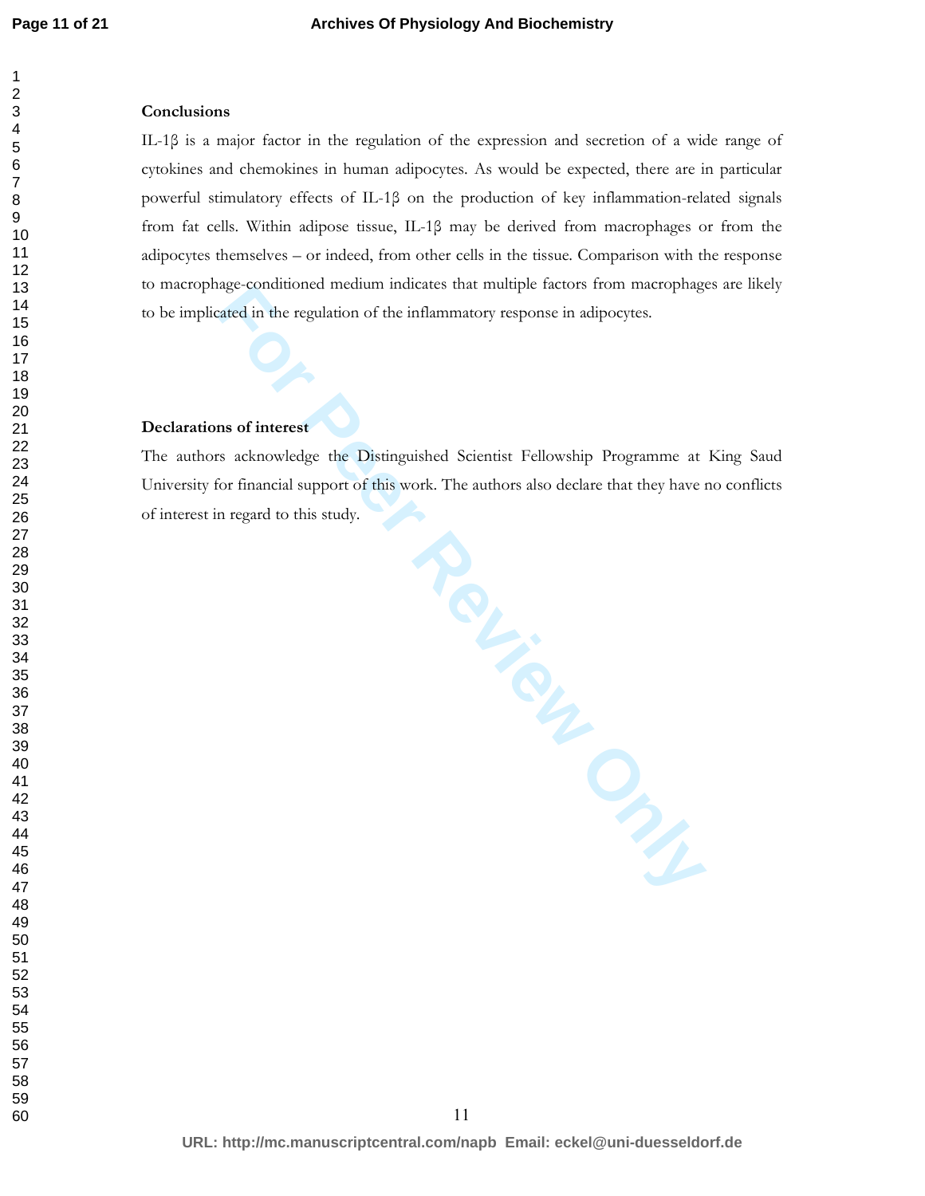### Conclusions

IL-1β is a major factor in the regulation of the expression and secretion of a wide range of cytokines and chemokines in human adipocytes. As would be expected, there are in particular powerful stimulatory effects of IL-1β on the production of key inflammation-related signals from fat cells. Within adipose tissue, IL-1β may be derived from macrophages or from the adipocytes themselves – or indeed, from other cells in the tissue. Comparison with the response to macrophage-conditioned medium indicates that multiple factors from macrophages are likely to be implicated in the regulation of the inflammatory response in adipocytes.

### Declarations of interest

The authors acknowledge the Distinguished Scientist Fellowship Programme at King Saud University for financial support of this work. The authors also declare that they have no conflicts of interest in regard to this study.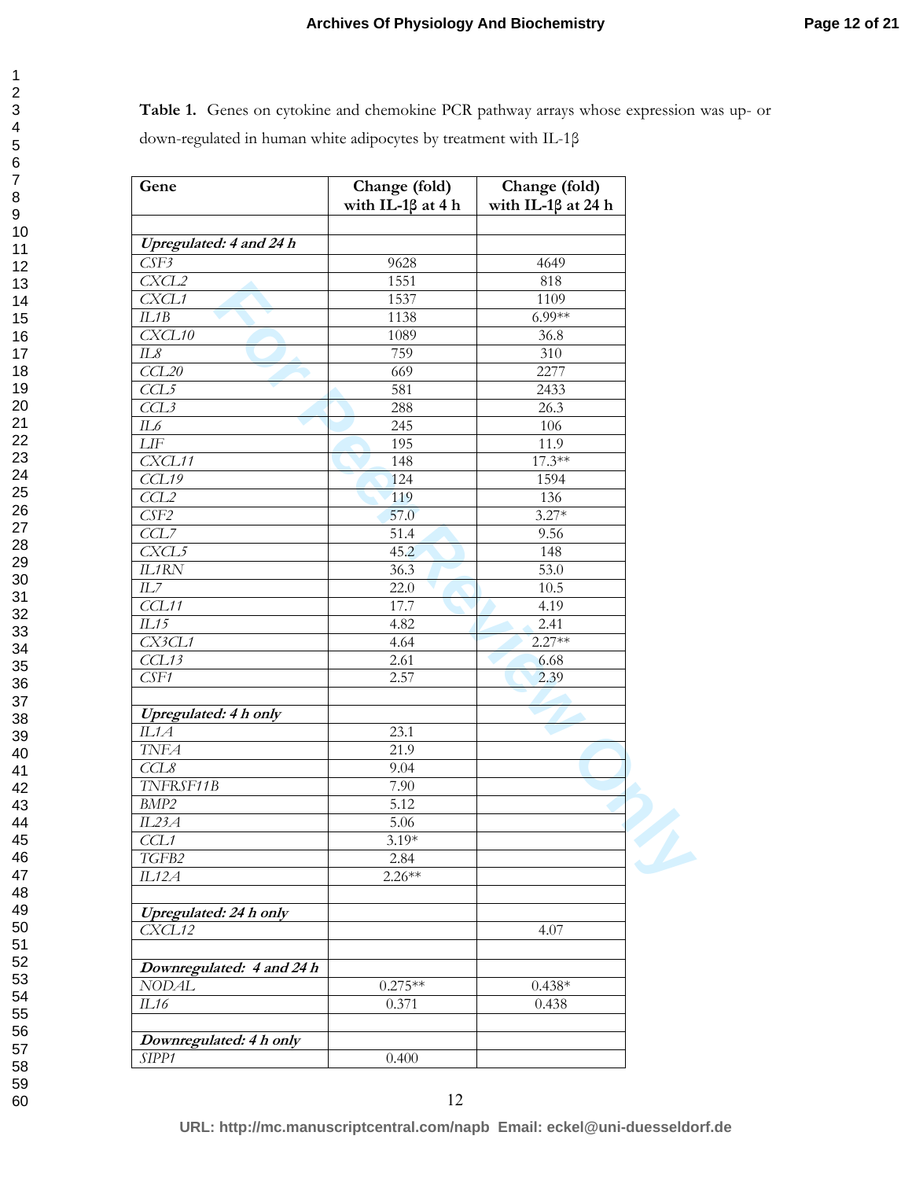**Table 1.** Genes on cytokine and chemokine PCR pathway arrays whose expression was up- or down-regulated in human white adipocytes by treatment with IL-1β

| Gene | Change (fold) with IL-1β at 4 h | Change (fold) with IL-1β at 24 h |
|---|---|---|
| | | |
| ***Upregulated: 4 and 24 h*** | | |
| *CSF3* | 9628 | 4649 |
| *CXCL2* | 1551 | 818 |
| *CXCL1* | 1537 | 1109 |
| *IL1B* | 1138 | 6.99** |
| *CXCL10* | 1089 | 36.8 |
| *IL8* | 759 | 310 |
| *CCL20* | 669 | 2277 |
| *CCL5* | 581 | 2433 |
| *CCL3* | 288 | 26.3 |
| *IL6* | 245 | 106 |
| *LIF* | 195 | 11.9 |
| *CXCL11* | 148 | 17.3** |
| *CCL19* | 124 | 1594 |
| *CCL2* | 119 | 136 |
| *CSF2* | 57.0 | 3.27* |
| *CCL7* | 51.4 | 9.56 |
| *CXCL5* | 45.2 | 148 |
| *IL1RN* | 36.3 | 53.0 |
| *IL7* | 22.0 | 10.5 |
| *CCL11* | 17.7 | 4.19 |
| *IL15* | 4.82 | 2.41 |
| *CX3CL1* | 4.64 | 2.27** |
| *CCL13* | 2.61 | 6.68 |
| *CSF1* | 2.57 | 2.39 |
| | | |
| ***Upregulated: 4 h only*** | | |
| *IL1A* | 23.1 | |
| *TNFA* | 21.9 | |
| *CCL8* | 9.04 | |
| *TNFRSF11B* | 7.90 | |
| *BMP2* | 5.12 | |
| *IL23A* | 5.06 | |
| *CCL1* | 3.19* | |
| *TGFB2* | 2.84 | |
| *IL12A* | 2.26** | |
| | | |
| ***Upregulated: 24 h only*** | | |
| *CXCL12* | | 4.07 |
| | | |
| ***Downregulated: 4 and 24 h*** | | |
| *NODAL* | 0.275** | 0.438* |
| *IL16* | 0.371 | 0.438 |
| | | |
| ***Downregulated: 4 h only*** | | |
| *SIPP1* | 0.400 | |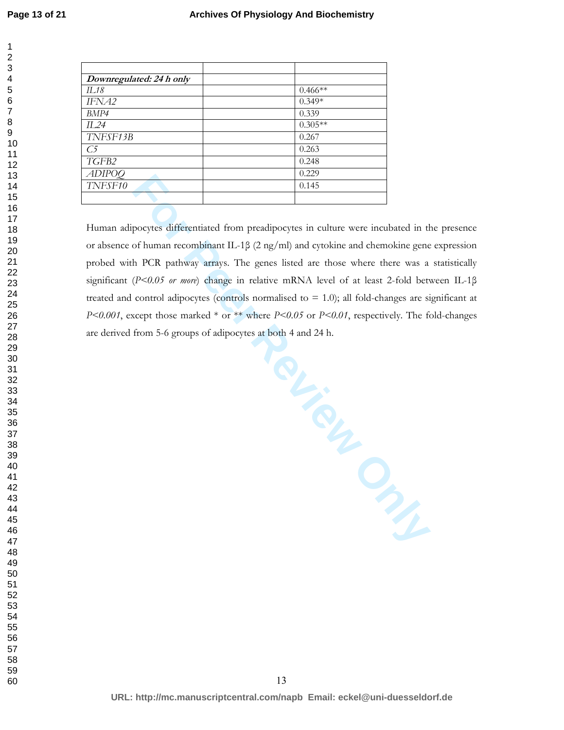| | | |
|---|---|---|
| ***Downregulated: 24 h only*** | | |
| *IL18* | | 0.466** |
| *IFNA2* | | 0.349* |
| *BMP4* | | 0.339 |
| *IL24* | | 0.305** |
| *TNFSF13B* | | 0.267 |
| *C5* | | 0.263 |
| *TGFB2* | | 0.248 |
| *ADIPOQ* | | 0.229 |
| *TNFSF10* | | 0.145 |
| | | |

Human adipocytes differentiated from preadipocytes in culture were incubated in the presence or absence of human recombinant IL-1β (2 ng/ml) and cytokine and chemokine gene expression probed with PCR pathway arrays. The genes listed are those where there was a statistically significant (*P<0.05 or more*) change in relative mRNA level of at least 2-fold between IL-1β treated and control adipocytes (controls normalised to = 1.0); all fold-changes are significant at *P<0.001*, except those marked * or ** where *P<0.05* or *P<0.01*, respectively. The fold-changes are derived from 5-6 groups of adipocytes at both 4 and 24 h.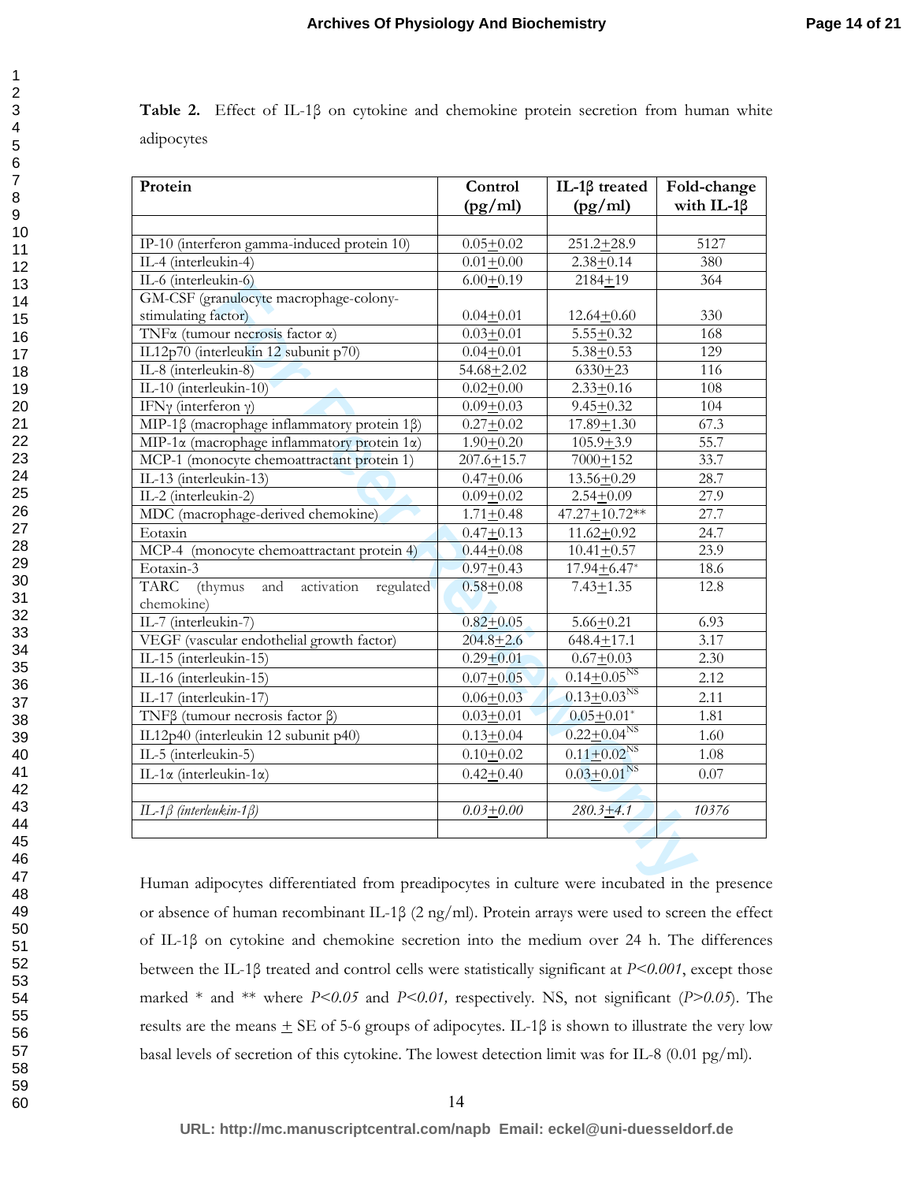**Table 2.** Effect of IL-1β on cytokine and chemokine protein secretion from human white adipocytes

| Protein | Control (pg/ml) | IL-1β treated (pg/ml) | Fold-change with IL-1β |
|---|---|---|---|
| IP-10 (interferon gamma-induced protein 10) | 0.05±0.02 | 251.2±28.9 | 5127 |
| IL-4 (interleukin-4) | 0.01±0.00 | 2.38±0.14 | 380 |
| IL-6 (interleukin-6) | 6.00±0.19 | 2184±19 | 364 |
| GM-CSF (granulocyte macrophage-colony-stimulating factor) | 0.04±0.01 | 12.64±0.60 | 330 |
| TNFα (tumour necrosis factor α) | 0.03±0.01 | 5.55±0.32 | 168 |
| IL12p70 (interleukin 12 subunit p70) | 0.04±0.01 | 5.38±0.53 | 129 |
| IL-8 (interleukin-8) | 54.68±2.02 | 6330±23 | 116 |
| IL-10 (interleukin-10) | 0.02±0.00 | 2.33±0.16 | 108 |
| IFNγ (interferon γ) | 0.09±0.03 | 9.45±0.32 | 104 |
| MIP-1β (macrophage inflammatory protein 1β) | 0.27±0.02 | 17.89±1.30 | 67.3 |
| MIP-1α (macrophage inflammatory protein 1α) | 1.90±0.20 | 105.9±3.9 | 55.7 |
| MCP-1 (monocyte chemoattractant protein 1) | 207.6±15.7 | 7000±152 | 33.7 |
| IL-13 (interleukin-13) | 0.47±0.06 | 13.56±0.29 | 28.7 |
| IL-2 (interleukin-2) | 0.09±0.02 | 2.54±0.09 | 27.9 |
| MDC (macrophage-derived chemokine) | 1.71±0.48 | 47.27±10.72** | 27.7 |
| Eotaxin | 0.47±0.13 | 11.62±0.92 | 24.7 |
| MCP-4 (monocyte chemoattractant protein 4) | 0.44±0.08 | 10.41±0.57 | 23.9 |
| Eotaxin-3 | 0.97±0.43 | 17.94±6.47* | 18.6 |
| TARC (thymus and activation regulated chemokine) | 0.58±0.08 | 7.43±1.35 | 12.8 |
| IL-7 (interleukin-7) | 0.82±0.05 | 5.66±0.21 | 6.93 |
| VEGF (vascular endothelial growth factor) | 204.8±2.6 | 648.4±17.1 | 3.17 |
| IL-15 (interleukin-15) | 0.29±0.01 | 0.67±0.03 | 2.30 |
| IL-16 (interleukin-15) | 0.07±0.05 | 0.14±0.05 NS | 2.12 |
| IL-17 (interleukin-17) | 0.06±0.03 | 0.13±0.03 NS | 2.11 |
| TNFβ (tumour necrosis factor β) | 0.03±0.01 | 0.05±0.01* | 1.81 |
| IL12p40 (interleukin 12 subunit p40) | 0.13±0.04 | 0.22±0.04 NS | 1.60 |
| IL-5 (interleukin-5) | 0.10±0.02 | 0.11±0.02 NS | 1.08 |
| IL-1α (interleukin-1α) | 0.42±0.40 | 0.03±0.01 NS | 0.07 |
| | | | |
| *IL-1β (interleukin-1β)* | *0.03±0.00* | *280.3±4.1* | *10376* |

Human adipocytes differentiated from preadipocytes in culture were incubated in the presence or absence of human recombinant IL-1β (2 ng/ml). Protein arrays were used to screen the effect of IL-1β on cytokine and chemokine secretion into the medium over 24 h. The differences between the IL-1β treated and control cells were statistically significant at $P<0.001$, except those marked * and ** where $P<0.05$ and $P<0.01$, respectively. NS, not significant ($P>0.05$). The results are the means ± SE of 5-6 groups of adipocytes. IL-1β is shown to illustrate the very low basal levels of secretion of this cytokine. The lowest detection limit was for IL-8 (0.01 pg/ml).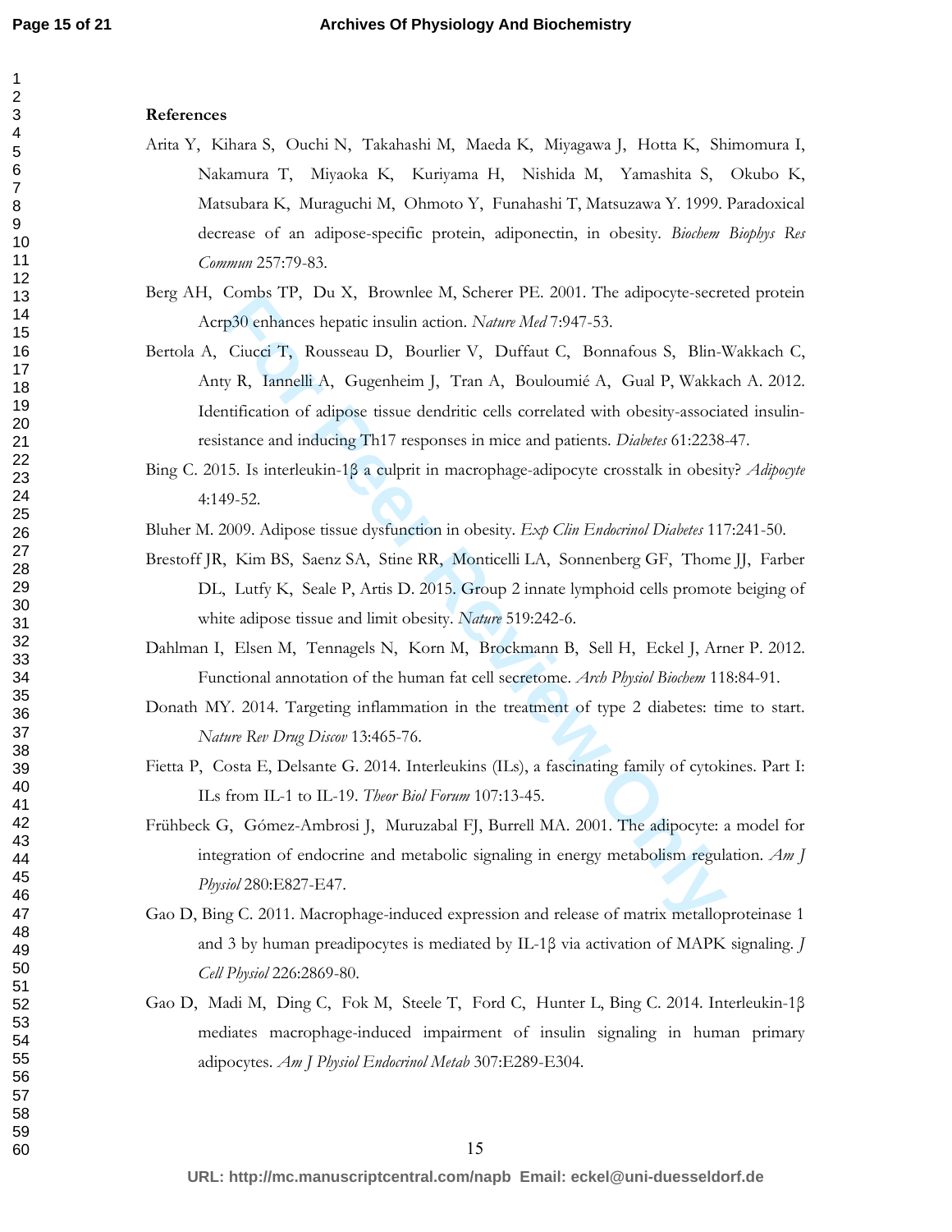**References**

Arita Y, Kihara S, Ouchi N, Takahashi M, Maeda K, Miyagawa J, Hotta K, Shimomura I, Nakamura T, Miyaoka K, Kuriyama H, Nishida M, Yamashita S, Okubo K, Matsubara K, Muraguchi M, Ohmoto Y, Funahashi T, Matsuzawa Y. 1999. Paradoxical decrease of an adipose-specific protein, adiponectin, in obesity. *Biochem Biophys Res Commun* 257:79-83.

Berg AH, Combs TP, Du X, Brownlee M, Scherer PE. 2001. The adipocyte-secreted protein Acrp30 enhances hepatic insulin action. *Nature Med* 7:947-53.

Bertola A, Ciucci T, Rousseau D, Bourlier V, Duffaut C, Bonnafous S, Blin-Wakkach C, Anty R, Iannelli A, Gugenheim J, Tran A, Bouloumié A, Gual P, Wakkach A. 2012. Identification of adipose tissue dendritic cells correlated with obesity-associated insulin-resistance and inducing Th17 responses in mice and patients. *Diabetes* 61:2238-47.

Bing C. 2015. Is interleukin-1β a culprit in macrophage-adipocyte crosstalk in obesity? *Adipocyte* 4:149-52.

Bluher M. 2009. Adipose tissue dysfunction in obesity. *Exp Clin Endocrinol Diabetes* 117:241-50.

Brestoff JR, Kim BS, Saenz SA, Stine RR, Monticelli LA, Sonnenberg GF, Thome JJ, Farber DL, Lutfy K, Seale P, Artis D. 2015. Group 2 innate lymphoid cells promote beiging of white adipose tissue and limit obesity. *Nature* 519:242-6.

Dahlman I, Elsen M, Tennagels N, Korn M, Brockmann B, Sell H, Eckel J, Arner P. 2012. Functional annotation of the human fat cell secretome. *Arch Physiol Biochem* 118:84-91.

Donath MY. 2014. Targeting inflammation in the treatment of type 2 diabetes: time to start. *Nature Rev Drug Discov* 13:465-76.

Fietta P, Costa E, Delsante G. 2014. Interleukins (ILs), a fascinating family of cytokines. Part I: ILs from IL-1 to IL-19. *Theor Biol Forum* 107:13-45.

Frühbeck G, Gómez-Ambrosi J, Muruzabal FJ, Burrell MA. 2001. The adipocyte: a model for integration of endocrine and metabolic signaling in energy metabolism regulation. *Am J Physiol* 280:E827-E47.

Gao D, Bing C. 2011. Macrophage-induced expression and release of matrix metalloproteinase 1 and 3 by human preadipocytes is mediated by IL-1β via activation of MAPK signaling. *J Cell Physiol* 226:2869-80.

Gao D, Madi M, Ding C, Fok M, Steele T, Ford C, Hunter L, Bing C. 2014. Interleukin-1β mediates macrophage-induced impairment of insulin signaling in human primary adipocytes. *Am J Physiol Endocrinol Metab* 307:E289-E304.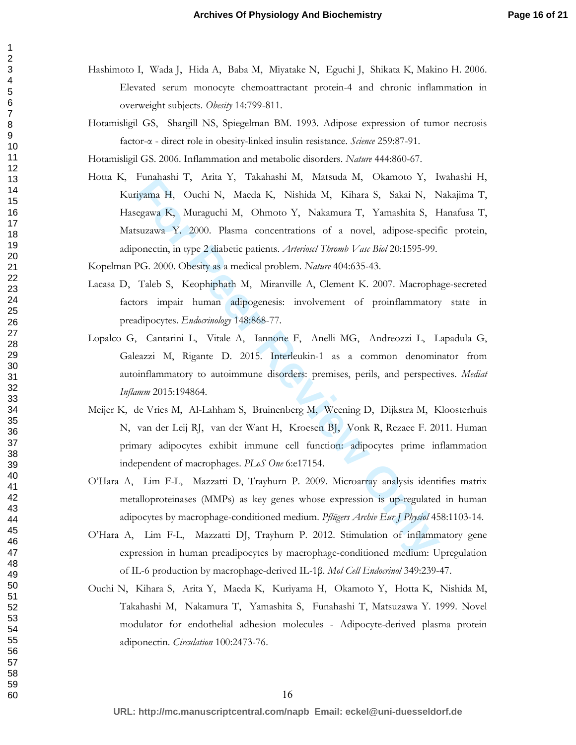Hashimoto I, Wada J, Hida A, Baba M, Miyatake N, Eguchi J, Shikata K, Makino H. 2006. Elevated serum monocyte chemoattractant protein-4 and chronic inflammation in overweight subjects. *Obesity* 14:799-811.

Hotamisligil GS, Shargill NS, Spiegelman BM. 1993. Adipose expression of tumor necrosis factor-α - direct role in obesity-linked insulin resistance. *Science* 259:87-91.

Hotamisligil GS. 2006. Inflammation and metabolic disorders. *Nature* 444:860-67.

Hotta K, Funahashi T, Arita Y, Takahashi M, Matsuda M, Okamoto Y, Iwahashi H, Kuriyama H, Ouchi N, Maeda K, Nishida M, Kihara S, Sakai N, Nakajima T, Hasegawa K, Muraguchi M, Ohmoto Y, Nakamura T, Yamashita S, Hanafusa T, Matsuzawa Y. 2000. Plasma concentrations of a novel, adipose-specific protein, adiponectin, in type 2 diabetic patients. *Arterioscl Thromb Vasc Biol* 20:1595-99.

Kopelman PG. 2000. Obesity as a medical problem. *Nature* 404:635-43.

Lacasa D, Taleb S, Keophiphath M, Miranville A, Clement K. 2007. Macrophage-secreted factors impair human adipogenesis: involvement of proinflammatory state in preadipocytes. *Endocrinology* 148:868-77.

Lopalco G, Cantarini L, Vitale A, Iannone F, Anelli MG, Andreozzi L, Lapadula G, Galeazzi M, Rigante D. 2015. Interleukin-1 as a common denominator from autoinflammatory to autoimmune disorders: premises, perils, and perspectives. *Mediat Inflamm* 2015:194864.

Meijer K, de Vries M, Al-Lahham S, Bruinenberg M, Weening D, Dijkstra M, Kloosterhuis N, van der Leij RJ, van der Want H, Kroesen BJ, Vonk R, Rezaee F. 2011. Human primary adipocytes exhibit immune cell function: adipocytes prime inflammation independent of macrophages. *PLoS One* 6:e17154.

O'Hara A, Lim F-L, Mazzatti D, Trayhurn P. 2009. Microarray analysis identifies matrix metalloproteinases (MMPs) as key genes whose expression is up-regulated in human adipocytes by macrophage-conditioned medium. *Pflügers Archiv Eur J Physiol* 458:1103-14.

O'Hara A, Lim F-L, Mazzatti DJ, Trayhurn P. 2012. Stimulation of inflammatory gene expression in human preadipocytes by macrophage-conditioned medium: Upregulation of IL-6 production by macrophage-derived IL-1β. *Mol Cell Endocrinol* 349:239-47.

Ouchi N, Kihara S, Arita Y, Maeda K, Kuriyama H, Okamoto Y, Hotta K, Nishida M, Takahashi M, Nakamura T, Yamashita S, Funahashi T, Matsuzawa Y. 1999. Novel modulator for endothelial adhesion molecules - Adipocyte-derived plasma protein adiponectin. *Circulation* 100:2473-76.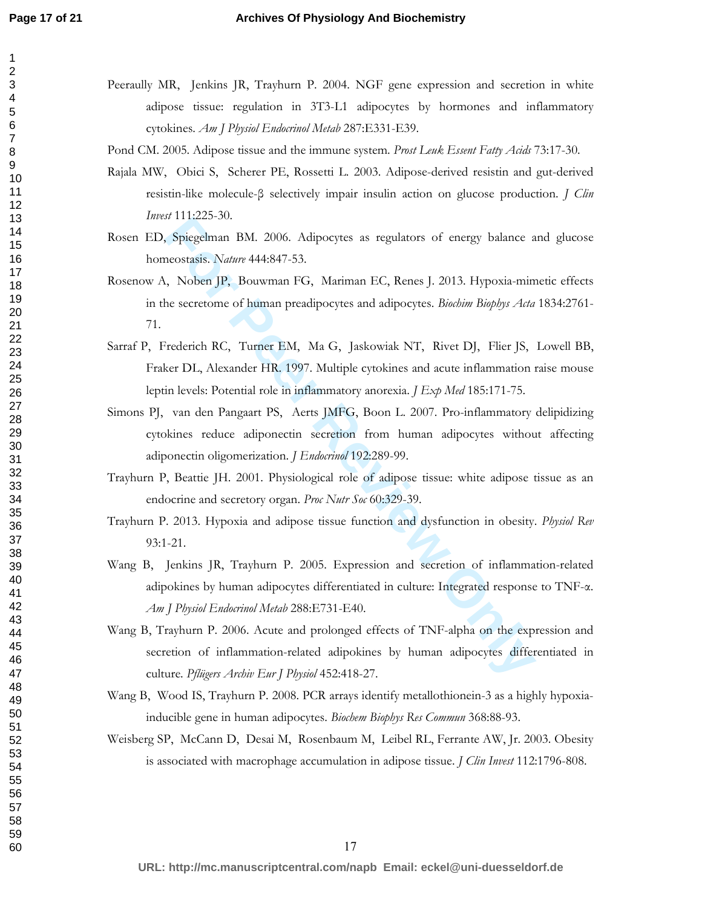Peeraully MR, Jenkins JR, Trayhurn P. 2004. NGF gene expression and secretion in white adipose tissue: regulation in 3T3-L1 adipocytes by hormones and inflammatory cytokines. *Am J Physiol Endocrinol Metab* 287:E331-E39.

Pond CM. 2005. Adipose tissue and the immune system. *Prost Leuk Essent Fatty Acids* 73:17-30.

Rajala MW, Obici S, Scherer PE, Rossetti L. 2003. Adipose-derived resistin and gut-derived resistin-like molecule-β selectively impair insulin action on glucose production. *J Clin Invest* 111:225-30.

Rosen ED, Spiegelman BM. 2006. Adipocytes as regulators of energy balance and glucose homeostasis. *Nature* 444:847-53.

Rosenow A, Noben JP, Bouwman FG, Mariman EC, Renes J. 2013. Hypoxia-mimetic effects in the secretome of human preadipocytes and adipocytes. *Biochim Biophys Acta* 1834:2761-71.

Sarraf P, Frederich RC, Turner EM, Ma G, Jaskowiak NT, Rivet DJ, Flier JS, Lowell BB, Fraker DL, Alexander HR. 1997. Multiple cytokines and acute inflammation raise mouse leptin levels: Potential role in inflammatory anorexia. *J Exp Med* 185:171-75.

Simons PJ, van den Pangaart PS, Aerts JMFG, Boon L. 2007. Pro-inflammatory delipidizing cytokines reduce adiponectin secretion from human adipocytes without affecting adiponectin oligomerization. *J Endocrinol* 192:289-99.

Trayhurn P, Beattie JH. 2001. Physiological role of adipose tissue: white adipose tissue as an endocrine and secretory organ. *Proc Nutr Soc* 60:329-39.

Trayhurn P. 2013. Hypoxia and adipose tissue function and dysfunction in obesity. *Physiol Rev* 93:1-21.

Wang B, Jenkins JR, Trayhurn P. 2005. Expression and secretion of inflammation-related adipokines by human adipocytes differentiated in culture: Integrated response to TNF-α. *Am J Physiol Endocrinol Metab* 288:E731-E40.

Wang B, Trayhurn P. 2006. Acute and prolonged effects of TNF-alpha on the expression and secretion of inflammation-related adipokines by human adipocytes differentiated in culture. *Pflügers Archiv Eur J Physiol* 452:418-27.

Wang B, Wood IS, Trayhurn P. 2008. PCR arrays identify metallothionein-3 as a highly hypoxia-inducible gene in human adipocytes. *Biochem Biophys Res Commun* 368:88-93.

Weisberg SP, McCann D, Desai M, Rosenbaum M, Leibel RL, Ferrante AW, Jr. 2003. Obesity is associated with macrophage accumulation in adipose tissue. *J Clin Invest* 112:1796-808.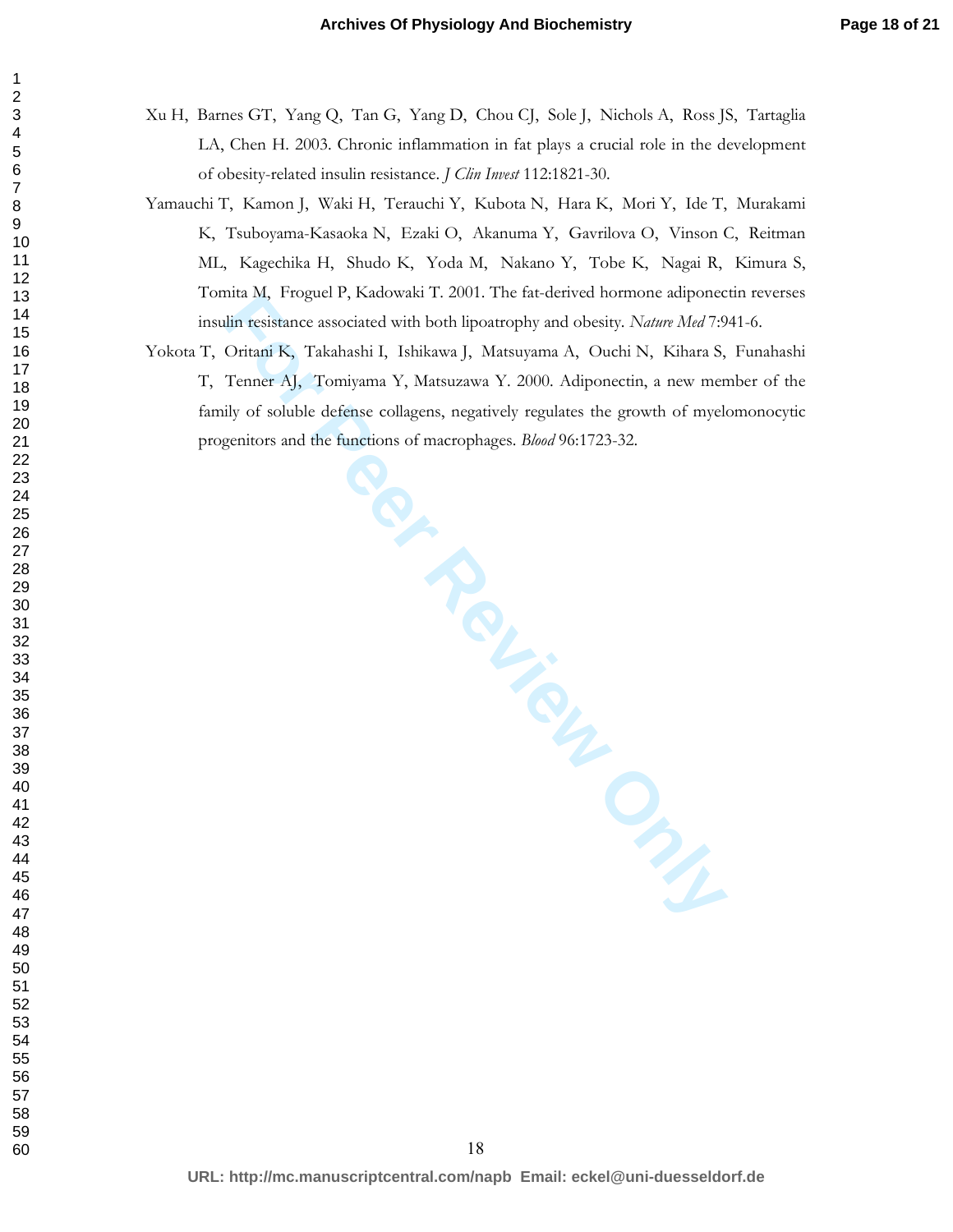Xu H, Barnes GT, Yang Q, Tan G, Yang D, Chou CJ, Sole J, Nichols A, Ross JS, Tartaglia LA, Chen H. 2003. Chronic inflammation in fat plays a crucial role in the development of obesity-related insulin resistance. *J Clin Invest* 112:1821-30.

Yamauchi T, Kamon J, Waki H, Terauchi Y, Kubota N, Hara K, Mori Y, Ide T, Murakami K, Tsuboyama-Kasaoka N, Ezaki O, Akanuma Y, Gavrilova O, Vinson C, Reitman ML, Kagechika H, Shudo K, Yoda M, Nakano Y, Tobe K, Nagai R, Kimura S, Tomita M, Froguel P, Kadowaki T. 2001. The fat-derived hormone adiponectin reverses insulin resistance associated with both lipoatrophy and obesity. *Nature Med* 7:941-6.

Yokota T, Oritani K, Takahashi I, Ishikawa J, Matsuyama A, Ouchi N, Kihara S, Funahashi T, Tenner AJ, Tomiyama Y, Matsuzawa Y. 2000. Adiponectin, a new member of the family of soluble defense collagens, negatively regulates the growth of myelomonocytic progenitors and the functions of macrophages. *Blood* 96:1723-32.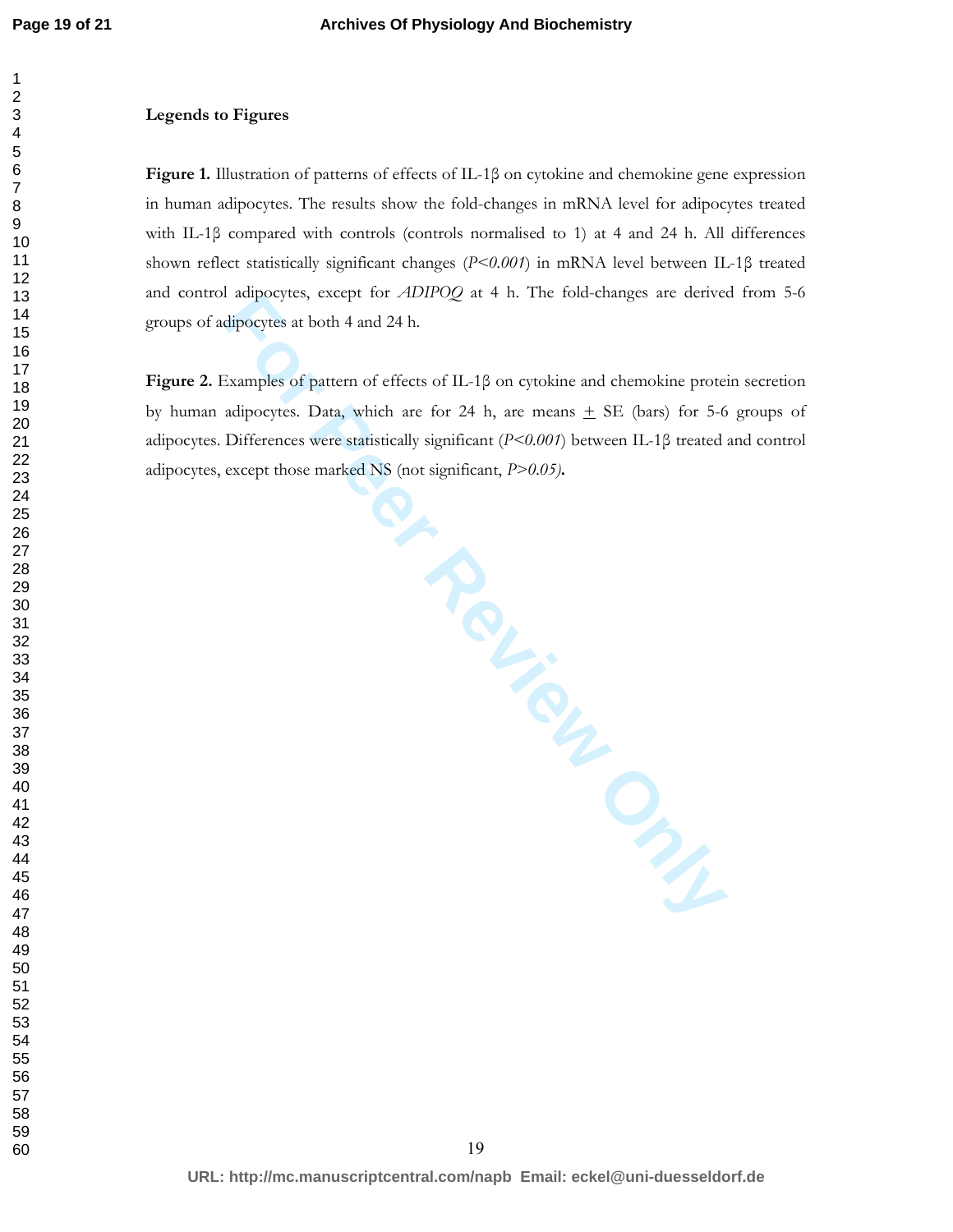**Legends to Figures**

**Figure 1.** Illustration of patterns of effects of IL-1β on cytokine and chemokine gene expression in human adipocytes. The results show the fold-changes in mRNA level for adipocytes treated with IL-1β compared with controls (controls normalised to 1) at 4 and 24 h. All differences shown reflect statistically significant changes (*P<0.001*) in mRNA level between IL-1β treated and control adipocytes, except for *ADIPOQ* at 4 h. The fold-changes are derived from 5-6 groups of adipocytes at both 4 and 24 h.

**Figure 2.** Examples of pattern of effects of IL-1β on cytokine and chemokine protein secretion by human adipocytes. Data, which are for 24 h, are means ± SE (bars) for 5-6 groups of adipocytes. Differences were statistically significant (*P<0.001*) between IL-1β treated and control adipocytes, except those marked NS (not significant, *P>0.05)***.**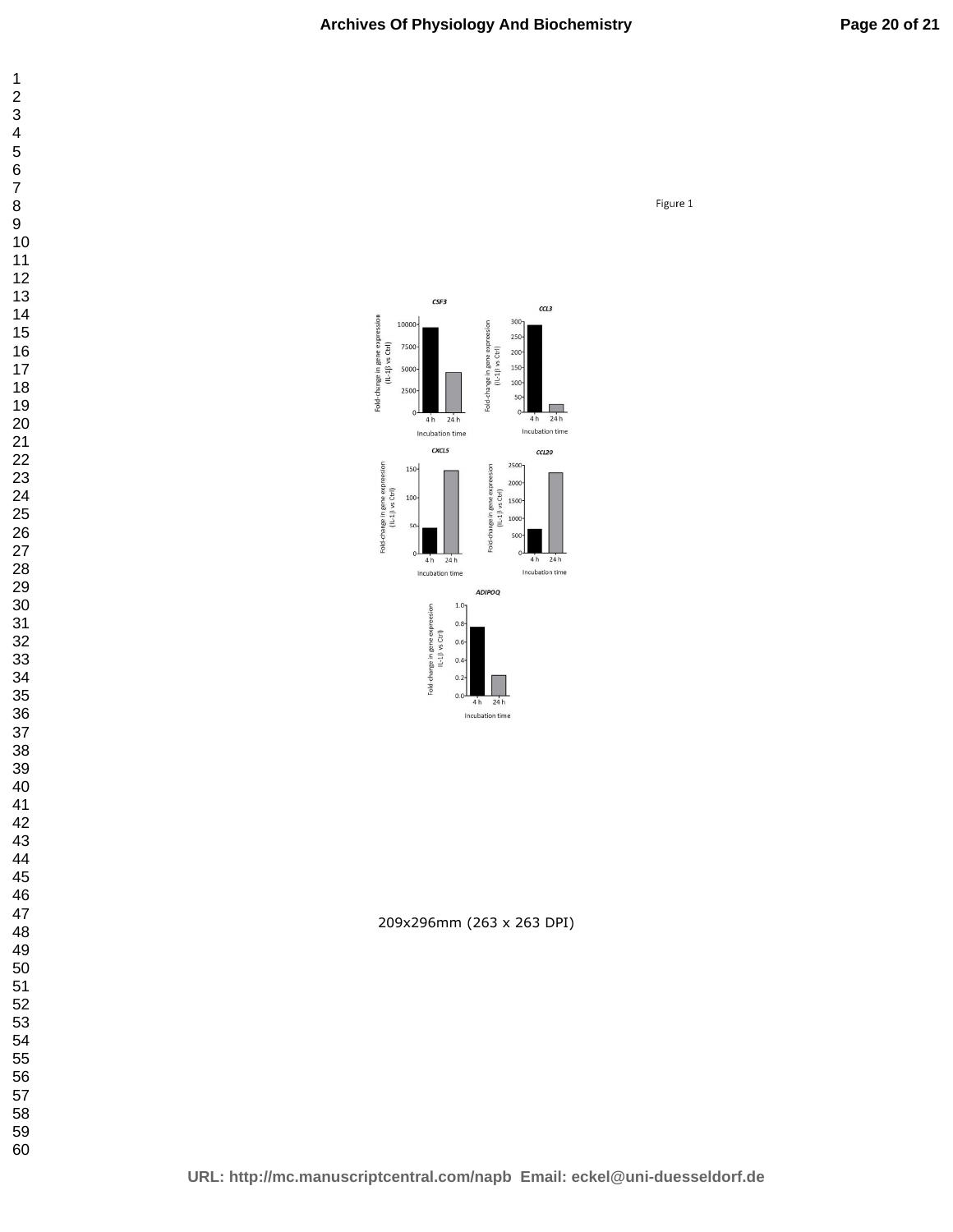Figure 1

**CSF3**

Fold-change in gene expression (IL-1β vs Ctrl)

10000, 7500, 5000, 2500, 0

4 h, 24 h

Incubation time

**CCL3**

Fold-change in gene expression (IL-1β vs Ctrl)

300, 250, 200, 150, 100, 50, 0

4 h, 24 h

Incubation time

**CXCL5**

Fold-change in gene expression (IL-1β vs Ctrl)

150, 100, 50, 0

4 h, 24 h

Incubation time

**CCL20**

Fold-change in gene expression (IL-1β vs Ctrl)

2500, 2000, 1500, 1000, 500, 0

4 h, 24 h

Incubation time

**ADIPOQ**

Fold-change in gene expression (IL-1β vs Ctrl)

1.0, 0.8, 0.6, 0.4, 0.2, 0.0

4 h, 24 h

Incubation time

209x296mm (263 x 263 DPI)

URL: http://mc.manuscriptcentral.com/napb Email: eckel@uni-duesseldorf.de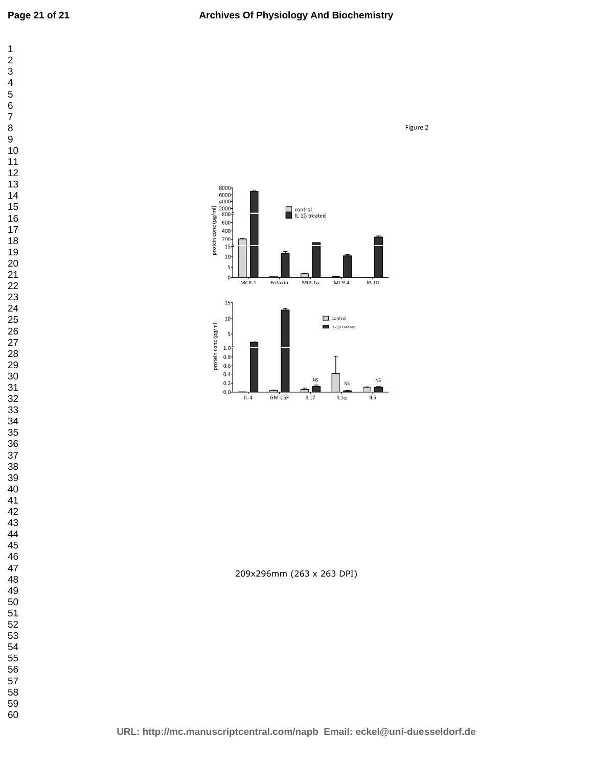Figure 2

8000
6000
4000
2000
800
600
400
200
15
10
5
0

protein conc (pg/ml)

control
IL-1β treated

MCP-1
Eotaxin
MIP-1α
MCP-4
IP-10

15
10
5
1.0
0.8
0.6
0.4
0.2
0.0

protein conc (pg/ml)

control
IL-1β treated

NS
NS
NS

IL-4
GM-CSF
IL17
IL1α
IL5

209x296mm (263 x 263 DPI)